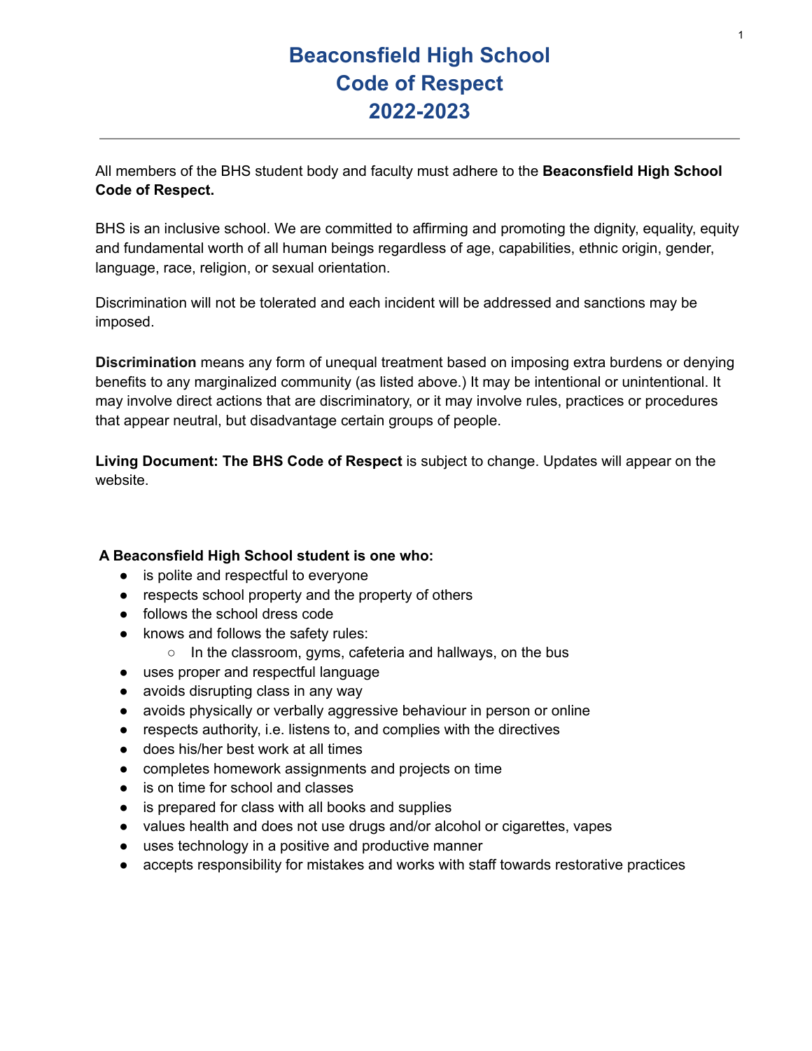# Beaconsfield High School
# Code of Respect
# 2022-2023

---

All members of the BHS student body and faculty must adhere to the **Beaconsfield High School Code of Respect.**

BHS is an inclusive school. We are committed to affirming and promoting the dignity, equality, equity and fundamental worth of all human beings regardless of age, capabilities, ethnic origin, gender, language, race, religion, or sexual orientation.

Discrimination will not be tolerated and each incident will be addressed and sanctions may be imposed.

**Discrimination** means any form of unequal treatment based on imposing extra burdens or denying benefits to any marginalized community (as listed above.) It may be intentional or unintentional. It may involve direct actions that are discriminatory, or it may involve rules, practices or procedures that appear neutral, but disadvantage certain groups of people.

**Living Document: The BHS Code of Respect** is subject to change. Updates will appear on the website.

**A Beaconsfield High School student is one who:**

- is polite and respectful to everyone
- respects school property and the property of others
- follows the school dress code
- knows and follows the safety rules:
  - In the classroom, gyms, cafeteria and hallways, on the bus
- uses proper and respectful language
- avoids disrupting class in any way
- avoids physically or verbally aggressive behaviour in person or online
- respects authority, i.e. listens to, and complies with the directives
- does his/her best work at all times
- completes homework assignments and projects on time
- is on time for school and classes
- is prepared for class with all books and supplies
- values health and does not use drugs and/or alcohol or cigarettes, vapes
- uses technology in a positive and productive manner
- accepts responsibility for mistakes and works with staff towards restorative practices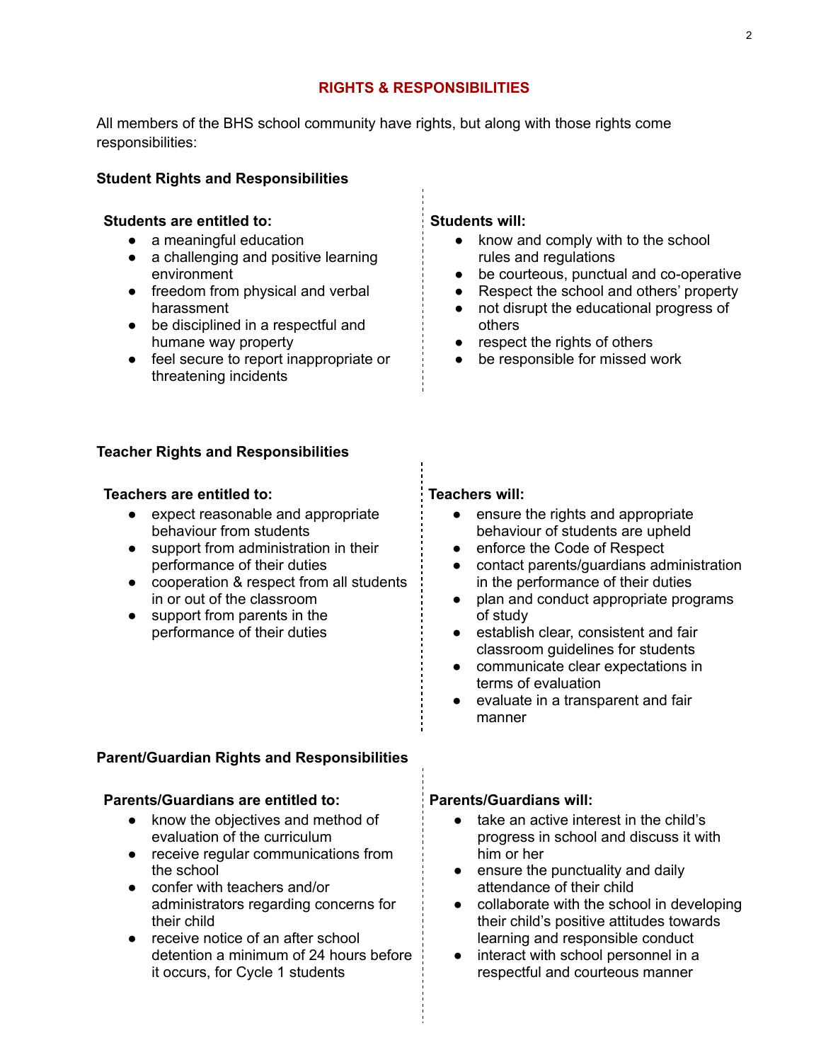## RIGHTS & RESPONSIBILITIES

All members of the BHS school community have rights, but along with those rights come responsibilities:

### Student Rights and Responsibilities

**Students are entitled to:**

- a meaningful education
- a challenging and positive learning environment
- freedom from physical and verbal harassment
- be disciplined in a respectful and humane way property
- feel secure to report inappropriate or threatening incidents

**Students will:**

- know and comply with to the school rules and regulations
- be courteous, punctual and co-operative
- Respect the school and others' property
- not disrupt the educational progress of others
- respect the rights of others
- be responsible for missed work

### Teacher Rights and Responsibilities

**Teachers are entitled to:**

- expect reasonable and appropriate behaviour from students
- support from administration in their performance of their duties
- cooperation & respect from all students in or out of the classroom
- support from parents in the performance of their duties

**Teachers will:**

- ensure the rights and appropriate behaviour of students are upheld
- enforce the Code of Respect
- contact parents/guardians administration in the performance of their duties
- plan and conduct appropriate programs of study
- establish clear, consistent and fair classroom guidelines for students
- communicate clear expectations in terms of evaluation
- evaluate in a transparent and fair manner

### Parent/Guardian Rights and Responsibilities

**Parents/Guardians are entitled to:**

- know the objectives and method of evaluation of the curriculum
- receive regular communications from the school
- confer with teachers and/or administrators regarding concerns for their child
- receive notice of an after school detention a minimum of 24 hours before it occurs, for Cycle 1 students

**Parents/Guardians will:**

- take an active interest in the child's progress in school and discuss it with him or her
- ensure the punctuality and daily attendance of their child
- collaborate with the school in developing their child's positive attitudes towards learning and responsible conduct
- interact with school personnel in a respectful and courteous manner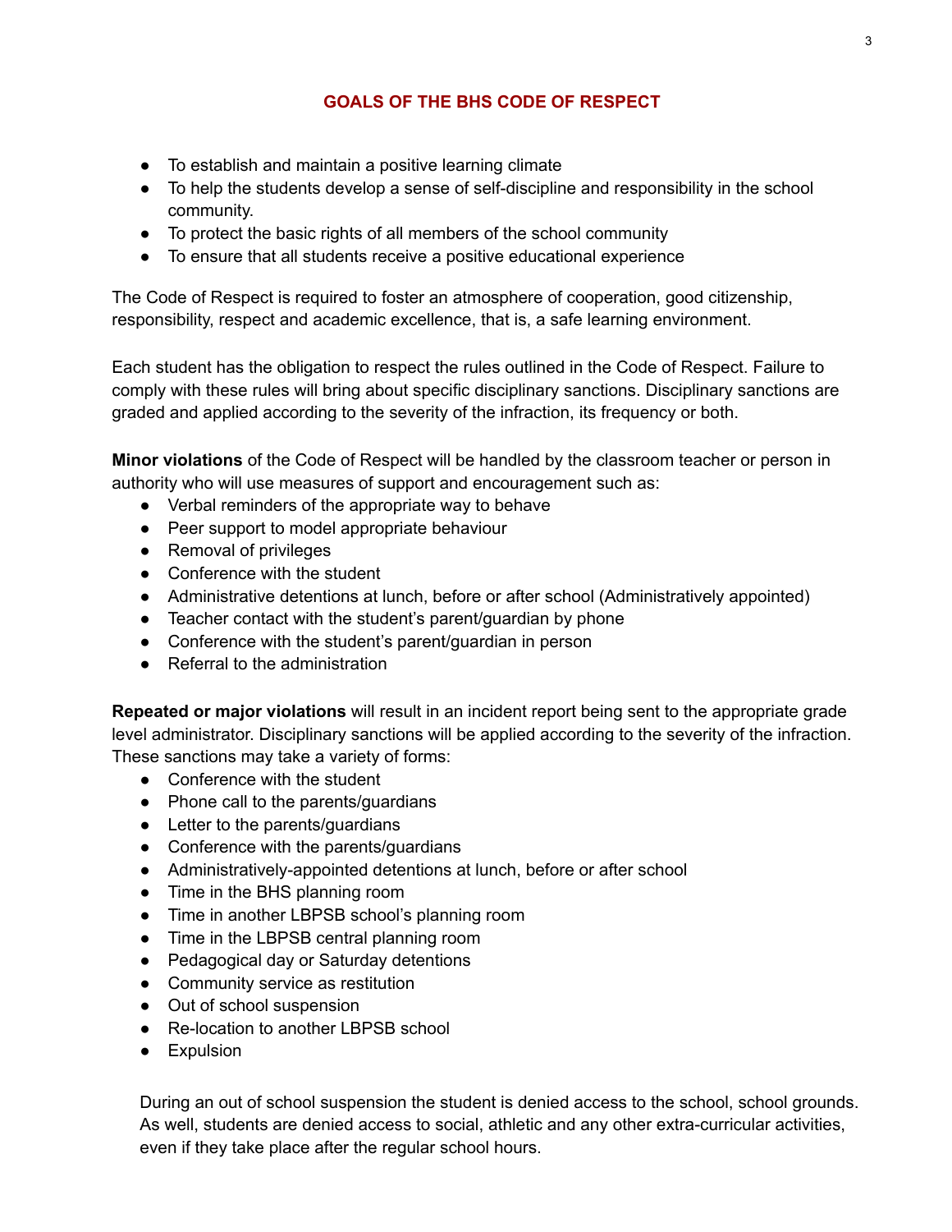## GOALS OF THE BHS CODE OF RESPECT

- To establish and maintain a positive learning climate
- To help the students develop a sense of self-discipline and responsibility in the school community.
- To protect the basic rights of all members of the school community
- To ensure that all students receive a positive educational experience

The Code of Respect is required to foster an atmosphere of cooperation, good citizenship, responsibility, respect and academic excellence, that is, a safe learning environment.

Each student has the obligation to respect the rules outlined in the Code of Respect. Failure to comply with these rules will bring about specific disciplinary sanctions. Disciplinary sanctions are graded and applied according to the severity of the infraction, its frequency or both.

**Minor violations** of the Code of Respect will be handled by the classroom teacher or person in authority who will use measures of support and encouragement such as:

- Verbal reminders of the appropriate way to behave
- Peer support to model appropriate behaviour
- Removal of privileges
- Conference with the student
- Administrative detentions at lunch, before or after school (Administratively appointed)
- Teacher contact with the student's parent/guardian by phone
- Conference with the student's parent/guardian in person
- Referral to the administration

**Repeated or major violations** will result in an incident report being sent to the appropriate grade level administrator. Disciplinary sanctions will be applied according to the severity of the infraction. These sanctions may take a variety of forms:

- Conference with the student
- Phone call to the parents/guardians
- Letter to the parents/guardians
- Conference with the parents/guardians
- Administratively-appointed detentions at lunch, before or after school
- Time in the BHS planning room
- Time in another LBPSB school's planning room
- Time in the LBPSB central planning room
- Pedagogical day or Saturday detentions
- Community service as restitution
- Out of school suspension
- Re-location to another LBPSB school
- Expulsion

During an out of school suspension the student is denied access to the school, school grounds. As well, students are denied access to social, athletic and any other extra-curricular activities, even if they take place after the regular school hours.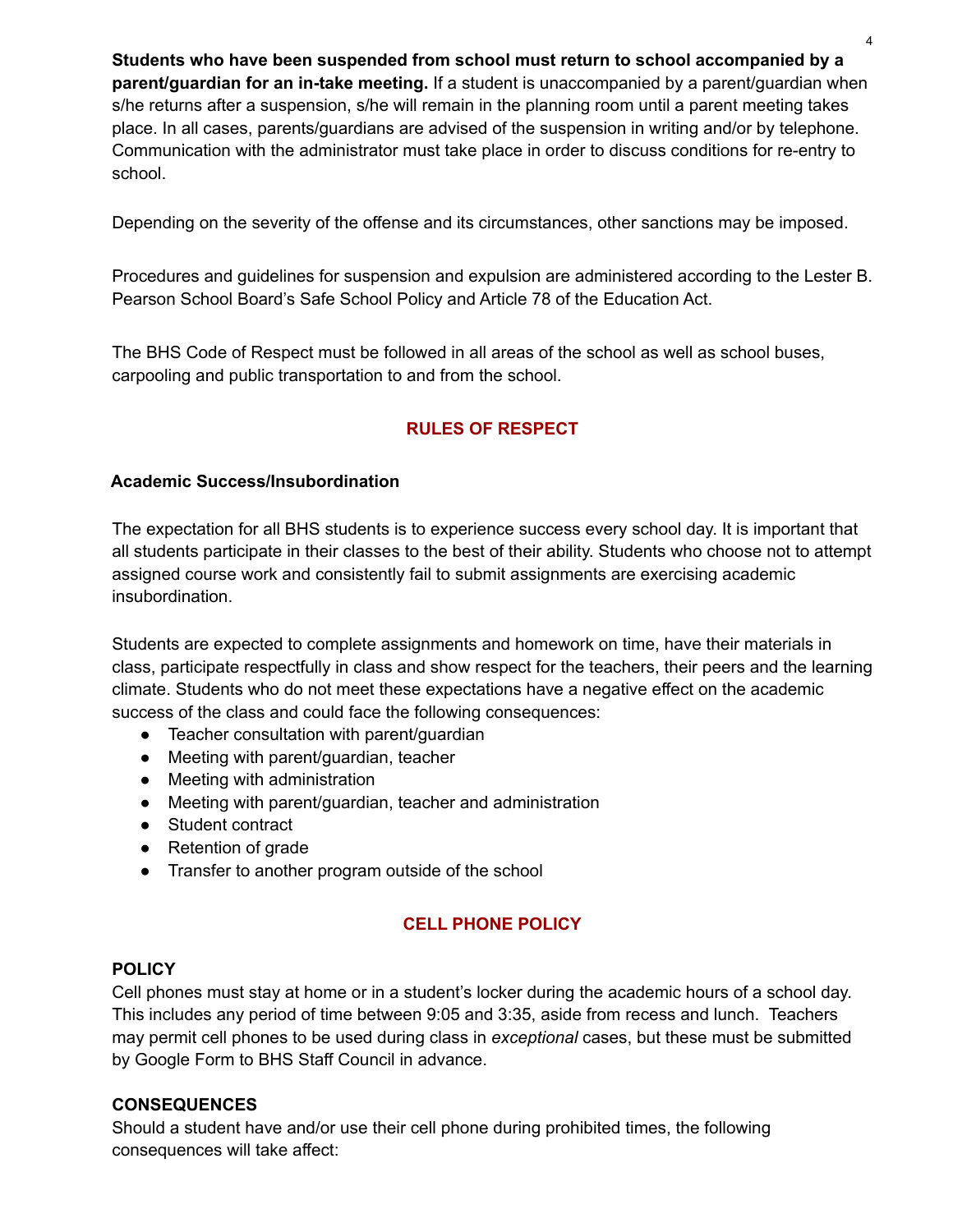**Students who have been suspended from school must return to school accompanied by a parent/guardian for an in-take meeting.** If a student is unaccompanied by a parent/guardian when s/he returns after a suspension, s/he will remain in the planning room until a parent meeting takes place. In all cases, parents/guardians are advised of the suspension in writing and/or by telephone. Communication with the administrator must take place in order to discuss conditions for re-entry to school.

Depending on the severity of the offense and its circumstances, other sanctions may be imposed.

Procedures and guidelines for suspension and expulsion are administered according to the Lester B. Pearson School Board's Safe School Policy and Article 78 of the Education Act.

The BHS Code of Respect must be followed in all areas of the school as well as school buses, carpooling and public transportation to and from the school.

## RULES OF RESPECT

### Academic Success/Insubordination

The expectation for all BHS students is to experience success every school day. It is important that all students participate in their classes to the best of their ability. Students who choose not to attempt assigned course work and consistently fail to submit assignments are exercising academic insubordination.

Students are expected to complete assignments and homework on time, have their materials in class, participate respectfully in class and show respect for the teachers, their peers and the learning climate. Students who do not meet these expectations have a negative effect on the academic success of the class and could face the following consequences:

- Teacher consultation with parent/guardian
- Meeting with parent/guardian, teacher
- Meeting with administration
- Meeting with parent/guardian, teacher and administration
- Student contract
- Retention of grade
- Transfer to another program outside of the school

## CELL PHONE POLICY

### POLICY

Cell phones must stay at home or in a student's locker during the academic hours of a school day. This includes any period of time between 9:05 and 3:35, aside from recess and lunch. Teachers may permit cell phones to be used during class in *exceptional* cases, but these must be submitted by Google Form to BHS Staff Council in advance.

### CONSEQUENCES

Should a student have and/or use their cell phone during prohibited times, the following consequences will take affect: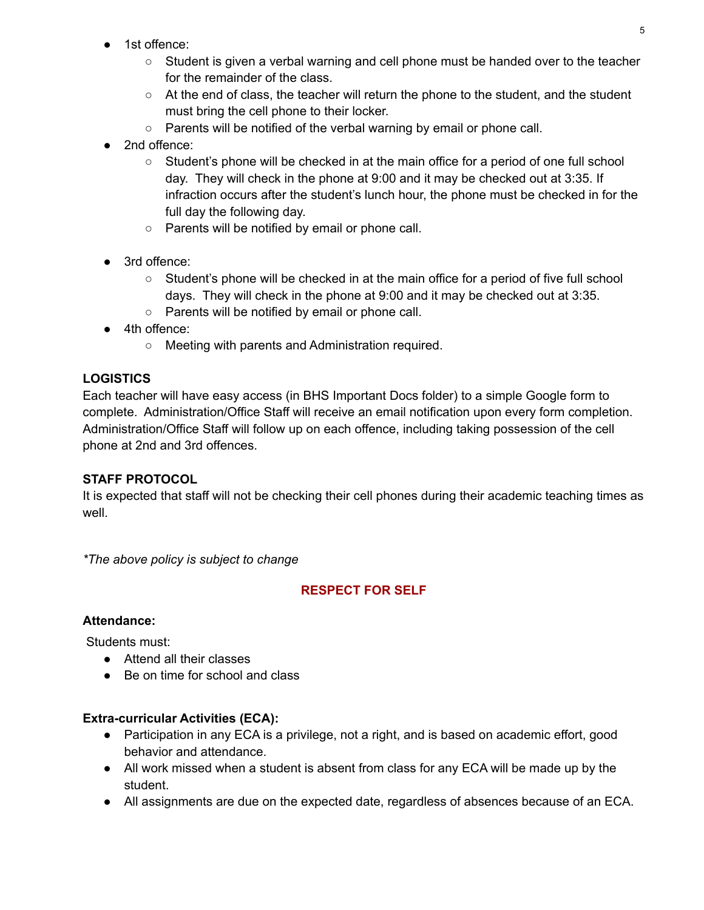- 1st offence:
    - Student is given a verbal warning and cell phone must be handed over to the teacher for the remainder of the class.
    - At the end of class, the teacher will return the phone to the student, and the student must bring the cell phone to their locker.
    - Parents will be notified of the verbal warning by email or phone call.
- 2nd offence:
    - Student's phone will be checked in at the main office for a period of one full school day. They will check in the phone at 9:00 and it may be checked out at 3:35. If infraction occurs after the student's lunch hour, the phone must be checked in for the full day the following day.
    - Parents will be notified by email or phone call.
- 3rd offence:
    - Student's phone will be checked in at the main office for a period of five full school days. They will check in the phone at 9:00 and it may be checked out at 3:35.
    - Parents will be notified by email or phone call.
- 4th offence:
    - Meeting with parents and Administration required.

**LOGISTICS**

Each teacher will have easy access (in BHS Important Docs folder) to a simple Google form to complete. Administration/Office Staff will receive an email notification upon every form completion. Administration/Office Staff will follow up on each offence, including taking possession of the cell phone at 2nd and 3rd offences.

**STAFF PROTOCOL**

It is expected that staff will not be checking their cell phones during their academic teaching times as well.

*\*The above policy is subject to change*

## RESPECT FOR SELF

**Attendance:**

Students must:

- Attend all their classes
- Be on time for school and class

**Extra-curricular Activities (ECA):**

- Participation in any ECA is a privilege, not a right, and is based on academic effort, good behavior and attendance.
- All work missed when a student is absent from class for any ECA will be made up by the student.
- All assignments are due on the expected date, regardless of absences because of an ECA.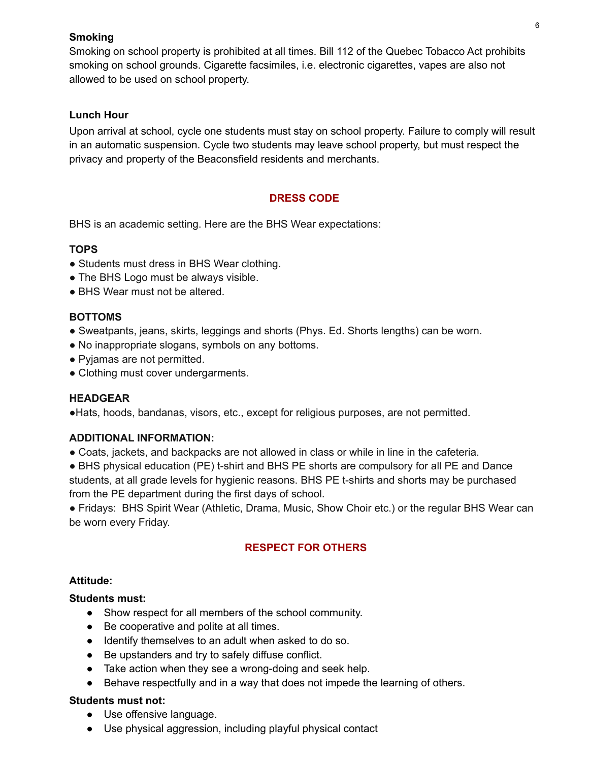### Smoking

Smoking on school property is prohibited at all times. Bill 112 of the Quebec Tobacco Act prohibits smoking on school grounds. Cigarette facsimiles, i.e. electronic cigarettes, vapes are also not allowed to be used on school property.

### Lunch Hour

Upon arrival at school, cycle one students must stay on school property. Failure to comply will result in an automatic suspension. Cycle two students may leave school property, but must respect the privacy and property of the Beaconsfield residents and merchants.

## DRESS CODE

BHS is an academic setting. Here are the BHS Wear expectations:

### TOPS

- Students must dress in BHS Wear clothing.
- The BHS Logo must be always visible.
- BHS Wear must not be altered.

### BOTTOMS

- Sweatpants, jeans, skirts, leggings and shorts (Phys. Ed. Shorts lengths) can be worn.
- No inappropriate slogans, symbols on any bottoms.
- Pyjamas are not permitted.
- Clothing must cover undergarments.

### HEADGEAR

- Hats, hoods, bandanas, visors, etc., except for religious purposes, are not permitted.

### ADDITIONAL INFORMATION:

- Coats, jackets, and backpacks are not allowed in class or while in line in the cafeteria.
- BHS physical education (PE) t-shirt and BHS PE shorts are compulsory for all PE and Dance students, at all grade levels for hygienic reasons. BHS PE t-shirts and shorts may be purchased from the PE department during the first days of school.
- Fridays: BHS Spirit Wear (Athletic, Drama, Music, Show Choir etc.) or the regular BHS Wear can be worn every Friday.

## RESPECT FOR OTHERS

### Attitude:

**Students must:**

- Show respect for all members of the school community.
- Be cooperative and polite at all times.
- Identify themselves to an adult when asked to do so.
- Be upstanders and try to safely diffuse conflict.
- Take action when they see a wrong-doing and seek help.
- Behave respectfully and in a way that does not impede the learning of others.

**Students must not:**

- Use offensive language.
- Use physical aggression, including playful physical contact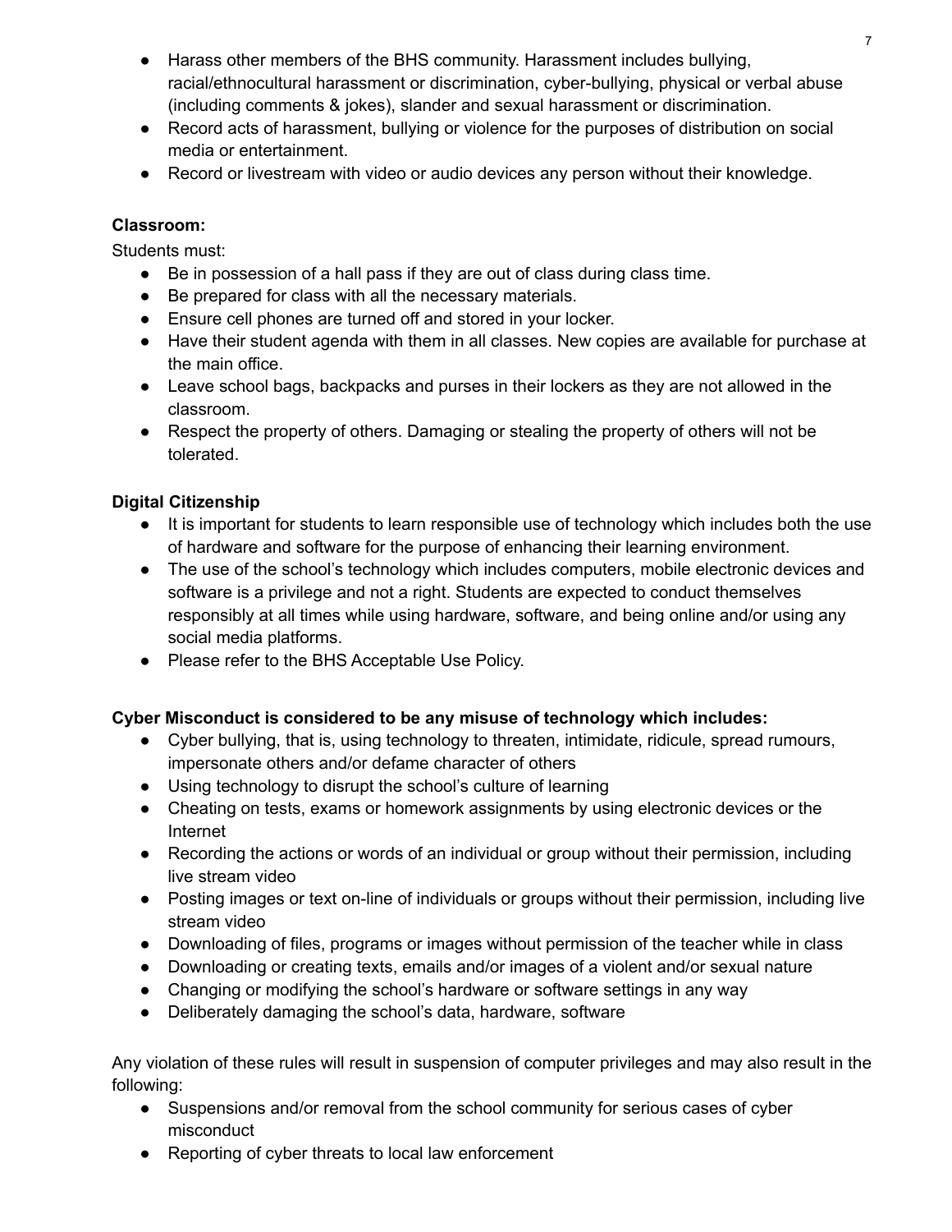- Harass other members of the BHS community. Harassment includes bullying, racial/ethnocultural harassment or discrimination, cyber-bullying, physical or verbal abuse (including comments & jokes), slander and sexual harassment or discrimination.
- Record acts of harassment, bullying or violence for the purposes of distribution on social media or entertainment.
- Record or livestream with video or audio devices any person without their knowledge.

**Classroom:**

Students must:

- Be in possession of a hall pass if they are out of class during class time.
- Be prepared for class with all the necessary materials.
- Ensure cell phones are turned off and stored in your locker.
- Have their student agenda with them in all classes. New copies are available for purchase at the main office.
- Leave school bags, backpacks and purses in their lockers as they are not allowed in the classroom.
- Respect the property of others. Damaging or stealing the property of others will not be tolerated.

**Digital Citizenship**

- It is important for students to learn responsible use of technology which includes both the use of hardware and software for the purpose of enhancing their learning environment.
- The use of the school's technology which includes computers, mobile electronic devices and software is a privilege and not a right. Students are expected to conduct themselves responsibly at all times while using hardware, software, and being online and/or using any social media platforms.
- Please refer to the BHS Acceptable Use Policy.

**Cyber Misconduct is considered to be any misuse of technology which includes:**

- Cyber bullying, that is, using technology to threaten, intimidate, ridicule, spread rumours, impersonate others and/or defame character of others
- Using technology to disrupt the school's culture of learning
- Cheating on tests, exams or homework assignments by using electronic devices or the Internet
- Recording the actions or words of an individual or group without their permission, including live stream video
- Posting images or text on-line of individuals or groups without their permission, including live stream video
- Downloading of files, programs or images without permission of the teacher while in class
- Downloading or creating texts, emails and/or images of a violent and/or sexual nature
- Changing or modifying the school's hardware or software settings in any way
- Deliberately damaging the school's data, hardware, software

Any violation of these rules will result in suspension of computer privileges and may also result in the following:

- Suspensions and/or removal from the school community for serious cases of cyber misconduct
- Reporting of cyber threats to local law enforcement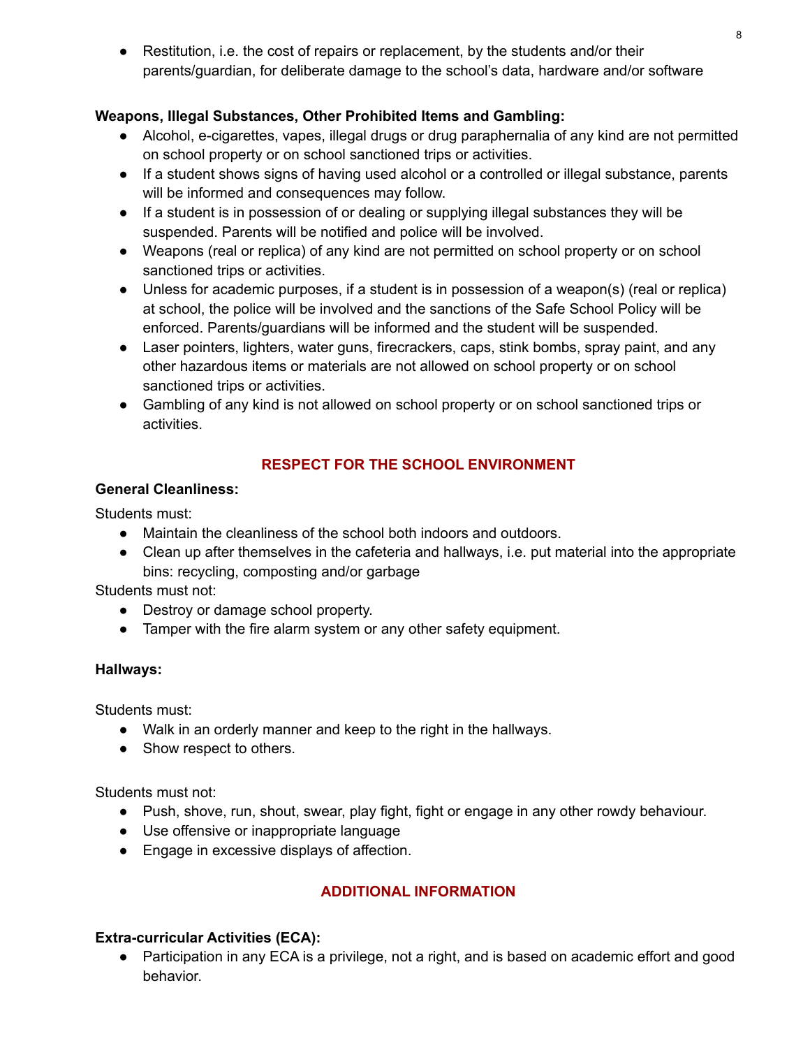- Restitution, i.e. the cost of repairs or replacement, by the students and/or their parents/guardian, for deliberate damage to the school's data, hardware and/or software

**Weapons, Illegal Substances, Other Prohibited Items and Gambling:**

- Alcohol, e-cigarettes, vapes, illegal drugs or drug paraphernalia of any kind are not permitted on school property or on school sanctioned trips or activities.
- If a student shows signs of having used alcohol or a controlled or illegal substance, parents will be informed and consequences may follow.
- If a student is in possession of or dealing or supplying illegal substances they will be suspended. Parents will be notified and police will be involved.
- Weapons (real or replica) of any kind are not permitted on school property or on school sanctioned trips or activities.
- Unless for academic purposes, if a student is in possession of a weapon(s) (real or replica) at school, the police will be involved and the sanctions of the Safe School Policy will be enforced. Parents/guardians will be informed and the student will be suspended.
- Laser pointers, lighters, water guns, firecrackers, caps, stink bombs, spray paint, and any other hazardous items or materials are not allowed on school property or on school sanctioned trips or activities.
- Gambling of any kind is not allowed on school property or on school sanctioned trips or activities.

## RESPECT FOR THE SCHOOL ENVIRONMENT

**General Cleanliness:**

Students must:

- Maintain the cleanliness of the school both indoors and outdoors.
- Clean up after themselves in the cafeteria and hallways, i.e. put material into the appropriate bins: recycling, composting and/or garbage

Students must not:

- Destroy or damage school property.
- Tamper with the fire alarm system or any other safety equipment.

**Hallways:**

Students must:

- Walk in an orderly manner and keep to the right in the hallways.
- Show respect to others.

Students must not:

- Push, shove, run, shout, swear, play fight, fight or engage in any other rowdy behaviour.
- Use offensive or inappropriate language
- Engage in excessive displays of affection.

## ADDITIONAL INFORMATION

**Extra-curricular Activities (ECA):**

- Participation in any ECA is a privilege, not a right, and is based on academic effort and good behavior.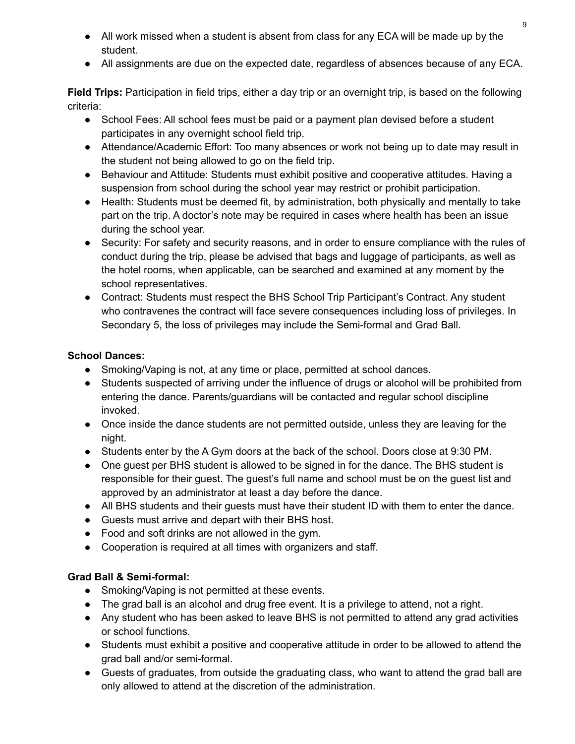- All work missed when a student is absent from class for any ECA will be made up by the student.
- All assignments are due on the expected date, regardless of absences because of any ECA.

**Field Trips:** Participation in field trips, either a day trip or an overnight trip, is based on the following criteria:

- School Fees: All school fees must be paid or a payment plan devised before a student participates in any overnight school field trip.
- Attendance/Academic Effort: Too many absences or work not being up to date may result in the student not being allowed to go on the field trip.
- Behaviour and Attitude: Students must exhibit positive and cooperative attitudes. Having a suspension from school during the school year may restrict or prohibit participation.
- Health: Students must be deemed fit, by administration, both physically and mentally to take part on the trip. A doctor's note may be required in cases where health has been an issue during the school year.
- Security: For safety and security reasons, and in order to ensure compliance with the rules of conduct during the trip, please be advised that bags and luggage of participants, as well as the hotel rooms, when applicable, can be searched and examined at any moment by the school representatives.
- Contract: Students must respect the BHS School Trip Participant's Contract. Any student who contravenes the contract will face severe consequences including loss of privileges. In Secondary 5, the loss of privileges may include the Semi-formal and Grad Ball.

**School Dances:**

- Smoking/Vaping is not, at any time or place, permitted at school dances.
- Students suspected of arriving under the influence of drugs or alcohol will be prohibited from entering the dance. Parents/guardians will be contacted and regular school discipline invoked.
- Once inside the dance students are not permitted outside, unless they are leaving for the night.
- Students enter by the A Gym doors at the back of the school. Doors close at 9:30 PM.
- One guest per BHS student is allowed to be signed in for the dance. The BHS student is responsible for their guest. The guest's full name and school must be on the guest list and approved by an administrator at least a day before the dance.
- All BHS students and their guests must have their student ID with them to enter the dance.
- Guests must arrive and depart with their BHS host.
- Food and soft drinks are not allowed in the gym.
- Cooperation is required at all times with organizers and staff.

**Grad Ball & Semi-formal:**

- Smoking/Vaping is not permitted at these events.
- The grad ball is an alcohol and drug free event. It is a privilege to attend, not a right.
- Any student who has been asked to leave BHS is not permitted to attend any grad activities or school functions.
- Students must exhibit a positive and cooperative attitude in order to be allowed to attend the grad ball and/or semi-formal.
- Guests of graduates, from outside the graduating class, who want to attend the grad ball are only allowed to attend at the discretion of the administration.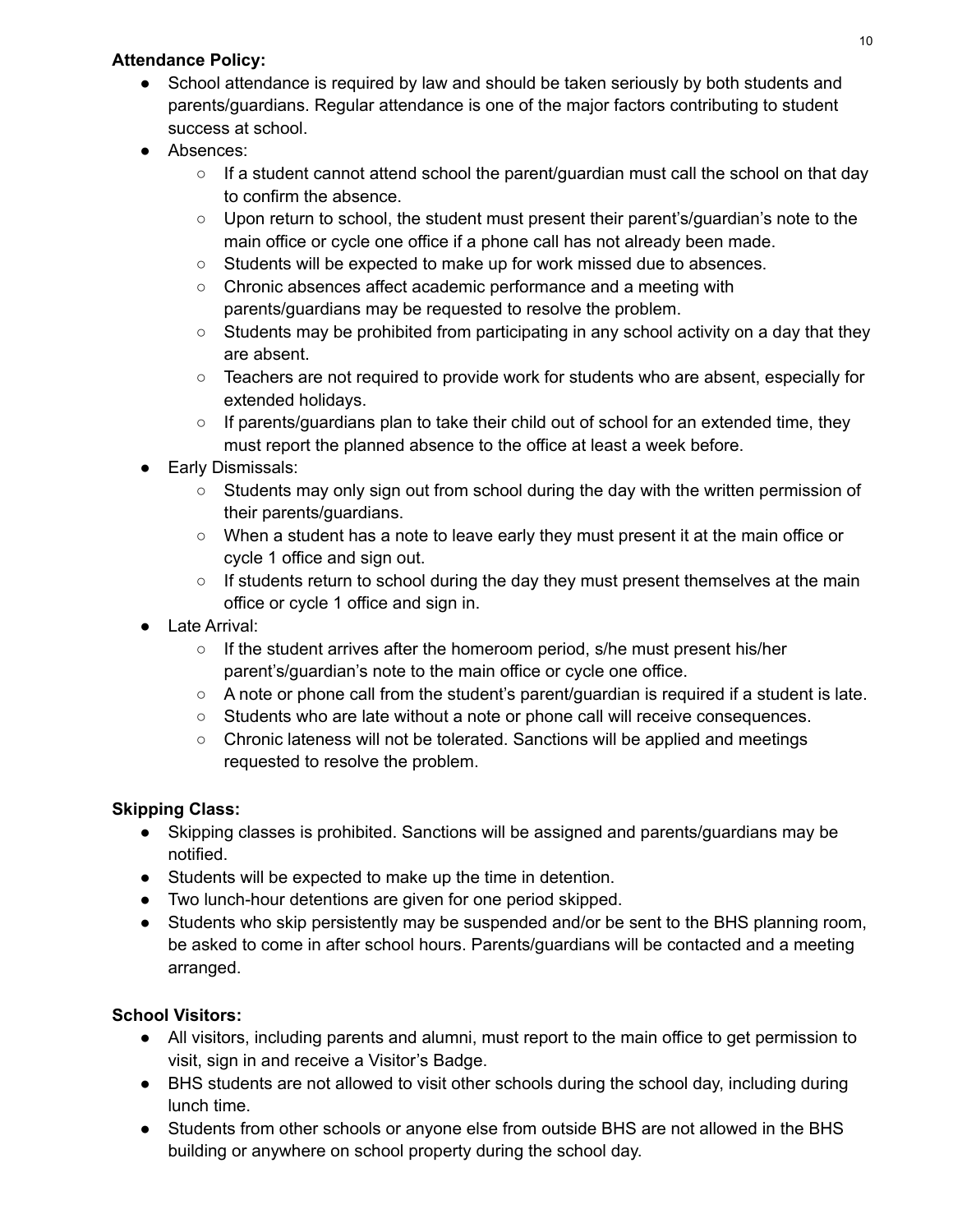**Attendance Policy:**

- School attendance is required by law and should be taken seriously by both students and parents/guardians. Regular attendance is one of the major factors contributing to student success at school.
- Absences:
  - If a student cannot attend school the parent/guardian must call the school on that day to confirm the absence.
  - Upon return to school, the student must present their parent's/guardian's note to the main office or cycle one office if a phone call has not already been made.
  - Students will be expected to make up for work missed due to absences.
  - Chronic absences affect academic performance and a meeting with parents/guardians may be requested to resolve the problem.
  - Students may be prohibited from participating in any school activity on a day that they are absent.
  - Teachers are not required to provide work for students who are absent, especially for extended holidays.
  - If parents/guardians plan to take their child out of school for an extended time, they must report the planned absence to the office at least a week before.
- Early Dismissals:
  - Students may only sign out from school during the day with the written permission of their parents/guardians.
  - When a student has a note to leave early they must present it at the main office or cycle 1 office and sign out.
  - If students return to school during the day they must present themselves at the main office or cycle 1 office and sign in.
- Late Arrival:
  - If the student arrives after the homeroom period, s/he must present his/her parent's/guardian's note to the main office or cycle one office.
  - A note or phone call from the student's parent/guardian is required if a student is late.
  - Students who are late without a note or phone call will receive consequences.
  - Chronic lateness will not be tolerated. Sanctions will be applied and meetings requested to resolve the problem.

**Skipping Class:**

- Skipping classes is prohibited. Sanctions will be assigned and parents/guardians may be notified.
- Students will be expected to make up the time in detention.
- Two lunch-hour detentions are given for one period skipped.
- Students who skip persistently may be suspended and/or be sent to the BHS planning room, be asked to come in after school hours. Parents/guardians will be contacted and a meeting arranged.

**School Visitors:**

- All visitors, including parents and alumni, must report to the main office to get permission to visit, sign in and receive a Visitor's Badge.
- BHS students are not allowed to visit other schools during the school day, including during lunch time.
- Students from other schools or anyone else from outside BHS are not allowed in the BHS building or anywhere on school property during the school day.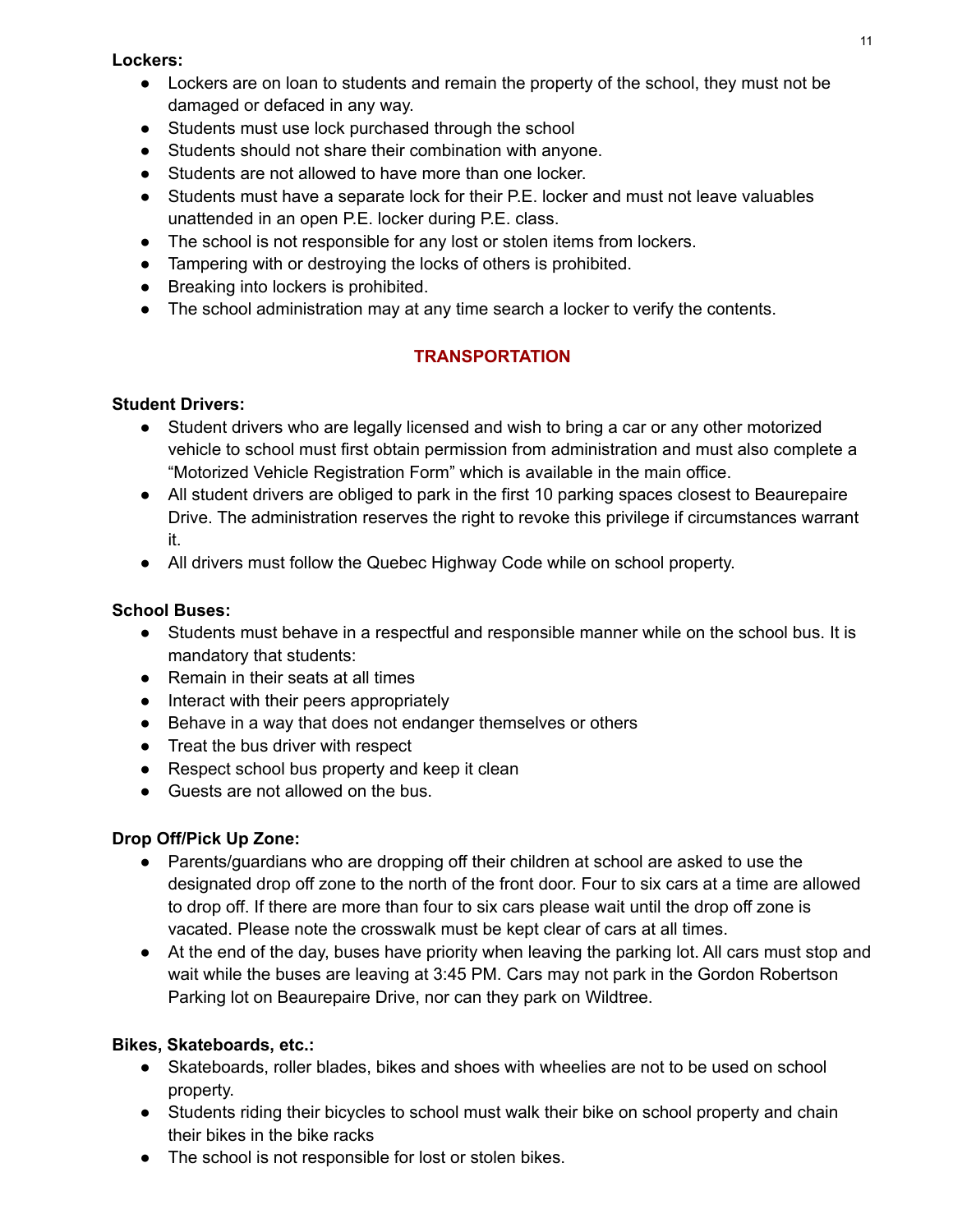**Lockers:**

- Lockers are on loan to students and remain the property of the school, they must not be damaged or defaced in any way.
- Students must use lock purchased through the school
- Students should not share their combination with anyone.
- Students are not allowed to have more than one locker.
- Students must have a separate lock for their P.E. locker and must not leave valuables unattended in an open P.E. locker during P.E. class.
- The school is not responsible for any lost or stolen items from lockers.
- Tampering with or destroying the locks of others is prohibited.
- Breaking into lockers is prohibited.
- The school administration may at any time search a locker to verify the contents.

## TRANSPORTATION

**Student Drivers:**

- Student drivers who are legally licensed and wish to bring a car or any other motorized vehicle to school must first obtain permission from administration and must also complete a "Motorized Vehicle Registration Form" which is available in the main office.
- All student drivers are obliged to park in the first 10 parking spaces closest to Beaurepaire Drive. The administration reserves the right to revoke this privilege if circumstances warrant it.
- All drivers must follow the Quebec Highway Code while on school property.

**School Buses:**

- Students must behave in a respectful and responsible manner while on the school bus. It is mandatory that students:
- Remain in their seats at all times
- Interact with their peers appropriately
- Behave in a way that does not endanger themselves or others
- Treat the bus driver with respect
- Respect school bus property and keep it clean
- Guests are not allowed on the bus.

**Drop Off/Pick Up Zone:**

- Parents/guardians who are dropping off their children at school are asked to use the designated drop off zone to the north of the front door. Four to six cars at a time are allowed to drop off. If there are more than four to six cars please wait until the drop off zone is vacated. Please note the crosswalk must be kept clear of cars at all times.
- At the end of the day, buses have priority when leaving the parking lot. All cars must stop and wait while the buses are leaving at 3:45 PM. Cars may not park in the Gordon Robertson Parking lot on Beaurepaire Drive, nor can they park on Wildtree.

**Bikes, Skateboards, etc.:**

- Skateboards, roller blades, bikes and shoes with wheelies are not to be used on school property.
- Students riding their bicycles to school must walk their bike on school property and chain their bikes in the bike racks
- The school is not responsible for lost or stolen bikes.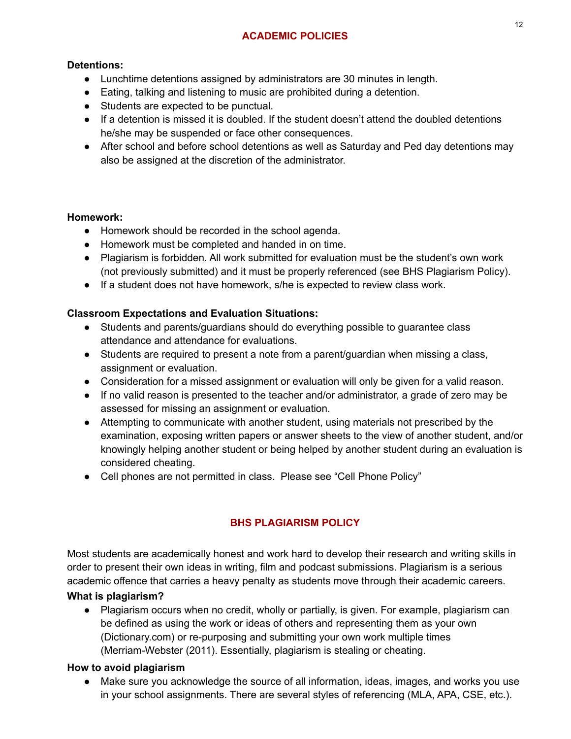# ACADEMIC POLICIES

**Detentions:**

- Lunchtime detentions assigned by administrators are 30 minutes in length.
- Eating, talking and listening to music are prohibited during a detention.
- Students are expected to be punctual.
- If a detention is missed it is doubled. If the student doesn't attend the doubled detentions he/she may be suspended or face other consequences.
- After school and before school detentions as well as Saturday and Ped day detentions may also be assigned at the discretion of the administrator.

**Homework:**

- Homework should be recorded in the school agenda.
- Homework must be completed and handed in on time.
- Plagiarism is forbidden. All work submitted for evaluation must be the student's own work (not previously submitted) and it must be properly referenced (see BHS Plagiarism Policy).
- If a student does not have homework, s/he is expected to review class work.

**Classroom Expectations and Evaluation Situations:**

- Students and parents/guardians should do everything possible to guarantee class attendance and attendance for evaluations.
- Students are required to present a note from a parent/guardian when missing a class, assignment or evaluation.
- Consideration for a missed assignment or evaluation will only be given for a valid reason.
- If no valid reason is presented to the teacher and/or administrator, a grade of zero may be assessed for missing an assignment or evaluation.
- Attempting to communicate with another student, using materials not prescribed by the examination, exposing written papers or answer sheets to the view of another student, and/or knowingly helping another student or being helped by another student during an evaluation is considered cheating.
- Cell phones are not permitted in class. Please see "Cell Phone Policy"

# BHS PLAGIARISM POLICY

Most students are academically honest and work hard to develop their research and writing skills in order to present their own ideas in writing, film and podcast submissions. Plagiarism is a serious academic offence that carries a heavy penalty as students move through their academic careers.

**What is plagiarism?**

- Plagiarism occurs when no credit, wholly or partially, is given. For example, plagiarism can be defined as using the work or ideas of others and representing them as your own (Dictionary.com) or re-purposing and submitting your own work multiple times (Merriam-Webster (2011). Essentially, plagiarism is stealing or cheating.

**How to avoid plagiarism**

- Make sure you acknowledge the source of all information, ideas, images, and works you use in your school assignments. There are several styles of referencing (MLA, APA, CSE, etc.).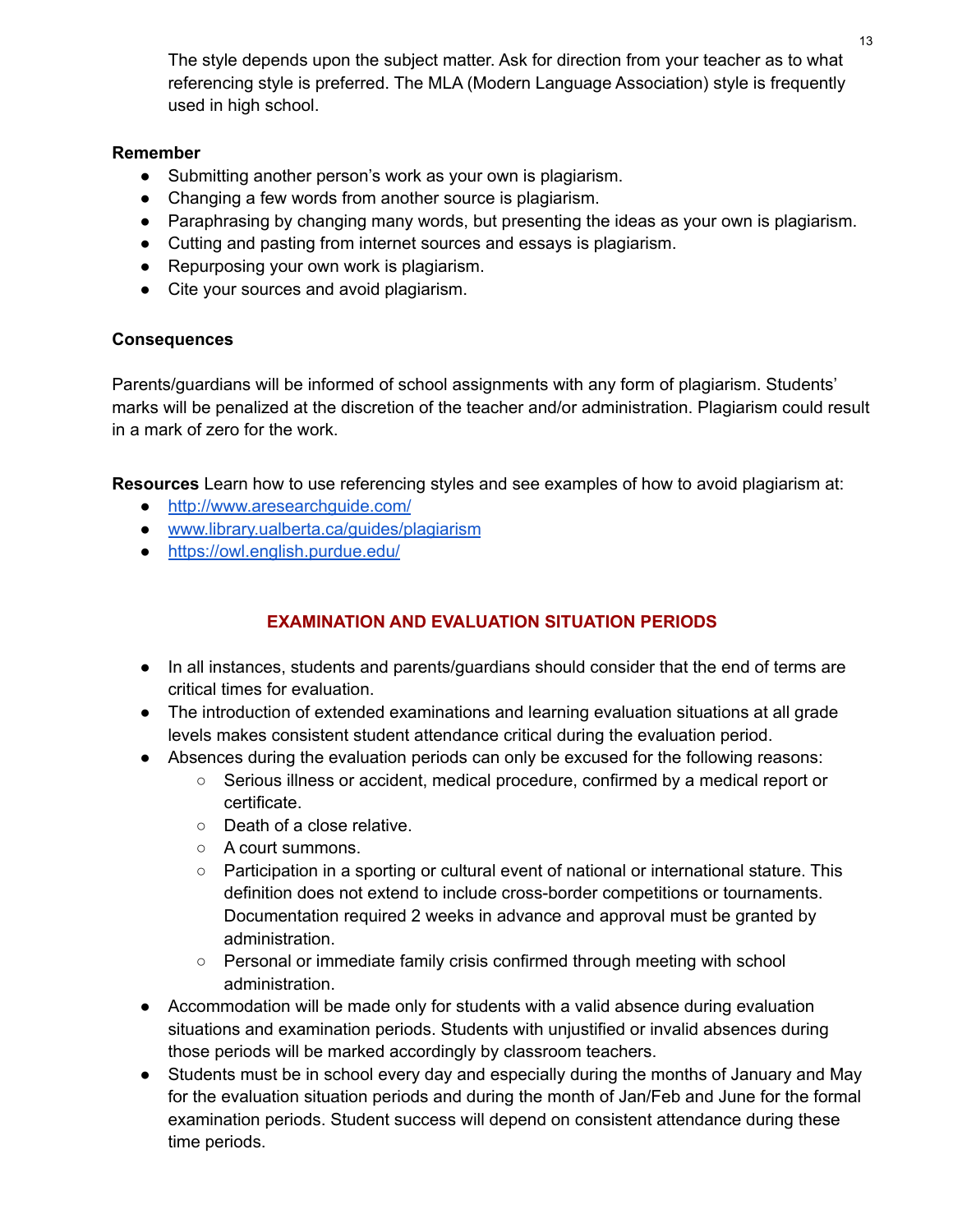The style depends upon the subject matter. Ask for direction from your teacher as to what referencing style is preferred. The MLA (Modern Language Association) style is frequently used in high school.

**Remember**

- Submitting another person's work as your own is plagiarism.
- Changing a few words from another source is plagiarism.
- Paraphrasing by changing many words, but presenting the ideas as your own is plagiarism.
- Cutting and pasting from internet sources and essays is plagiarism.
- Repurposing your own work is plagiarism.
- Cite your sources and avoid plagiarism.

**Consequences**

Parents/guardians will be informed of school assignments with any form of plagiarism. Students' marks will be penalized at the discretion of the teacher and/or administration. Plagiarism could result in a mark of zero for the work.

**Resources** Learn how to use referencing styles and see examples of how to avoid plagiarism at:

- http://www.aresearchguide.com/
- www.library.ualberta.ca/guides/plagiarism
- https://owl.english.purdue.edu/

## EXAMINATION AND EVALUATION SITUATION PERIODS

- In all instances, students and parents/guardians should consider that the end of terms are critical times for evaluation.
- The introduction of extended examinations and learning evaluation situations at all grade levels makes consistent student attendance critical during the evaluation period.
- Absences during the evaluation periods can only be excused for the following reasons:
  - Serious illness or accident, medical procedure, confirmed by a medical report or certificate.
  - Death of a close relative.
  - A court summons.
  - Participation in a sporting or cultural event of national or international stature. This definition does not extend to include cross-border competitions or tournaments. Documentation required 2 weeks in advance and approval must be granted by administration.
  - Personal or immediate family crisis confirmed through meeting with school administration.
- Accommodation will be made only for students with a valid absence during evaluation situations and examination periods. Students with unjustified or invalid absences during those periods will be marked accordingly by classroom teachers.
- Students must be in school every day and especially during the months of January and May for the evaluation situation periods and during the month of Jan/Feb and June for the formal examination periods. Student success will depend on consistent attendance during these time periods.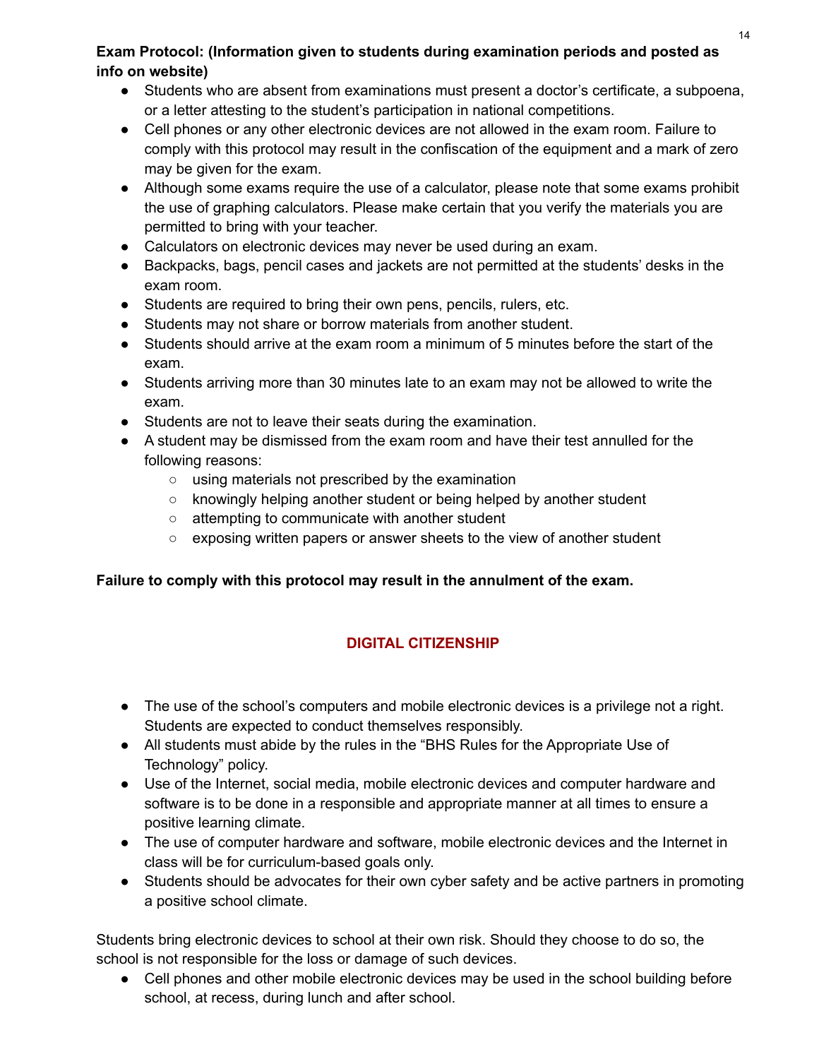**Exam Protocol: (Information given to students during examination periods and posted as info on website)**

- Students who are absent from examinations must present a doctor's certificate, a subpoena, or a letter attesting to the student's participation in national competitions.
- Cell phones or any other electronic devices are not allowed in the exam room. Failure to comply with this protocol may result in the confiscation of the equipment and a mark of zero may be given for the exam.
- Although some exams require the use of a calculator, please note that some exams prohibit the use of graphing calculators. Please make certain that you verify the materials you are permitted to bring with your teacher.
- Calculators on electronic devices may never be used during an exam.
- Backpacks, bags, pencil cases and jackets are not permitted at the students' desks in the exam room.
- Students are required to bring their own pens, pencils, rulers, etc.
- Students may not share or borrow materials from another student.
- Students should arrive at the exam room a minimum of 5 minutes before the start of the exam.
- Students arriving more than 30 minutes late to an exam may not be allowed to write the exam.
- Students are not to leave their seats during the examination.
- A student may be dismissed from the exam room and have their test annulled for the following reasons:
  - using materials not prescribed by the examination
  - knowingly helping another student or being helped by another student
  - attempting to communicate with another student
  - exposing written papers or answer sheets to the view of another student

**Failure to comply with this protocol may result in the annulment of the exam.**

## DIGITAL CITIZENSHIP

- The use of the school's computers and mobile electronic devices is a privilege not a right. Students are expected to conduct themselves responsibly.
- All students must abide by the rules in the "BHS Rules for the Appropriate Use of Technology" policy.
- Use of the Internet, social media, mobile electronic devices and computer hardware and software is to be done in a responsible and appropriate manner at all times to ensure a positive learning climate.
- The use of computer hardware and software, mobile electronic devices and the Internet in class will be for curriculum-based goals only.
- Students should be advocates for their own cyber safety and be active partners in promoting a positive school climate.

Students bring electronic devices to school at their own risk. Should they choose to do so, the school is not responsible for the loss or damage of such devices.

- Cell phones and other mobile electronic devices may be used in the school building before school, at recess, during lunch and after school.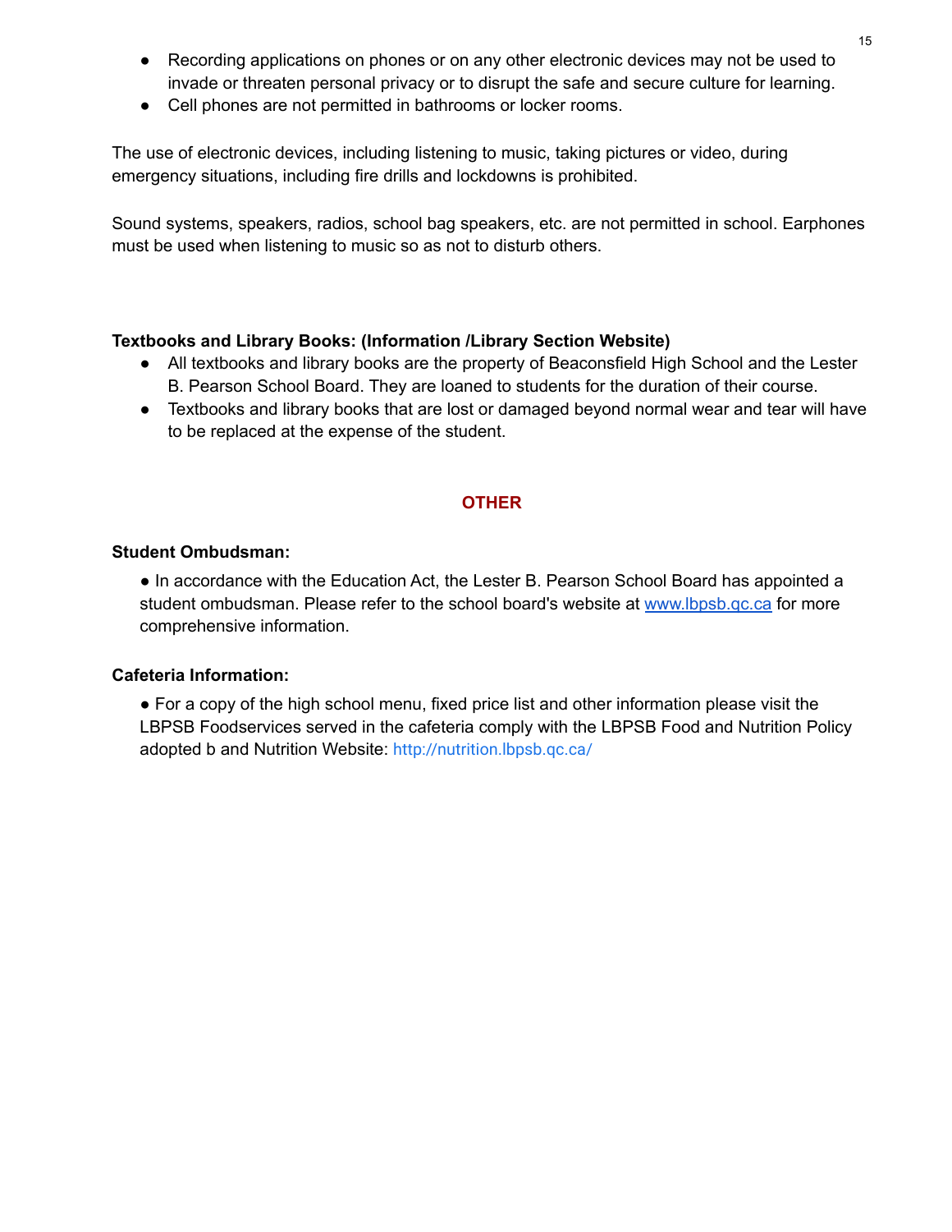- Recording applications on phones or on any other electronic devices may not be used to invade or threaten personal privacy or to disrupt the safe and secure culture for learning.
- Cell phones are not permitted in bathrooms or locker rooms.

The use of electronic devices, including listening to music, taking pictures or video, during emergency situations, including fire drills and lockdowns is prohibited.

Sound systems, speakers, radios, school bag speakers, etc. are not permitted in school. Earphones must be used when listening to music so as not to disturb others.

**Textbooks and Library Books: (Information /Library Section Website)**

- All textbooks and library books are the property of Beaconsfield High School and the Lester B. Pearson School Board. They are loaned to students for the duration of their course.
- Textbooks and library books that are lost or damaged beyond normal wear and tear will have to be replaced at the expense of the student.

## OTHER

**Student Ombudsman:**

- In accordance with the Education Act, the Lester B. Pearson School Board has appointed a student ombudsman. Please refer to the school board's website at [www.lbpsb.qc.ca](http://www.lbpsb.qc.ca) for more comprehensive information.

**Cafeteria Information:**

- For a copy of the high school menu, fixed price list and other information please visit the LBPSB Foodservices served in the cafeteria comply with the LBPSB Food and Nutrition Policy adopted b and Nutrition Website: http://nutrition.lbpsb.qc.ca/